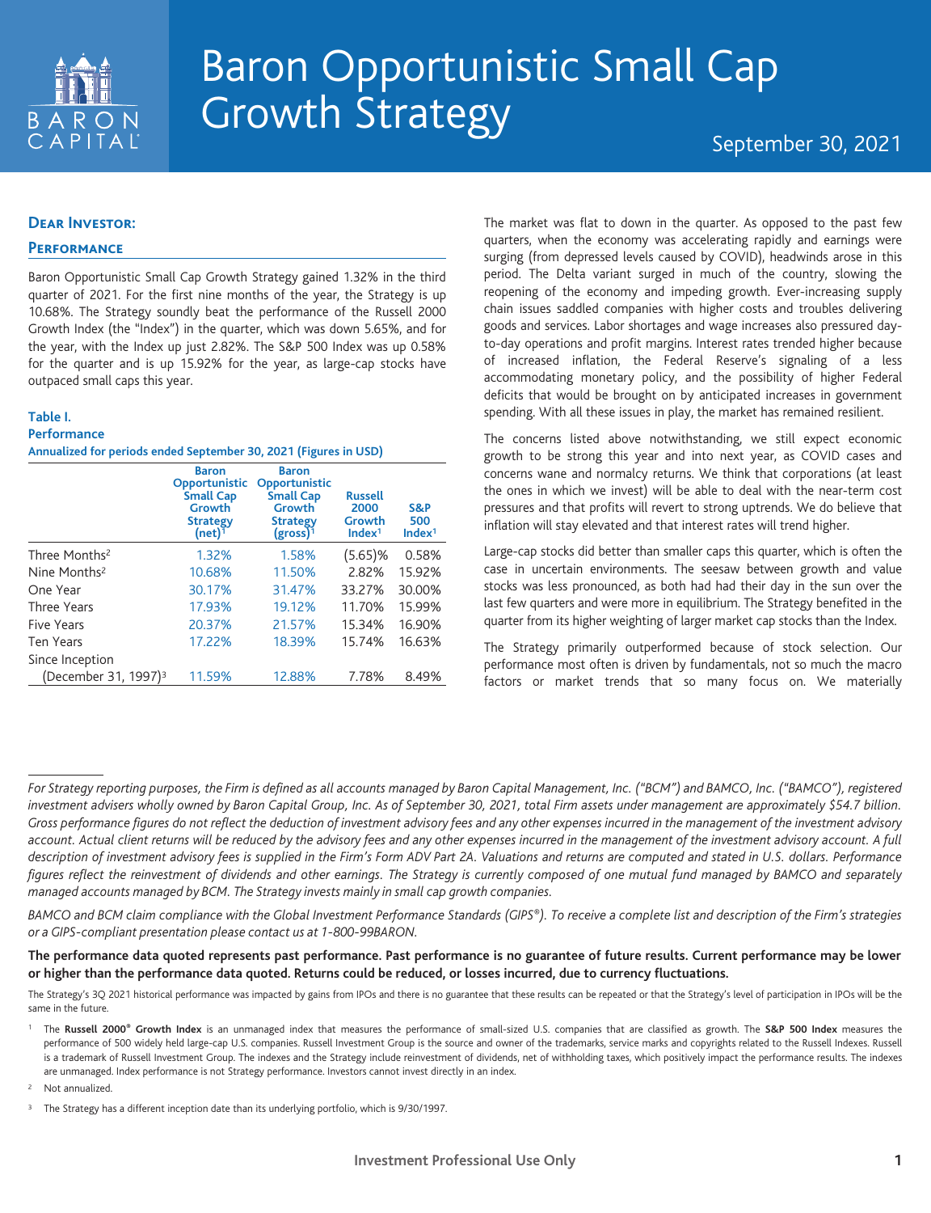# Baron Opportunistic Small Cap Growth Strategy

September 30, 2021

## Dear Investor:

## Performance

Baron Opportunistic Small Cap Growth Strategy gained 1.32% in the third quarter of 2021. For the first nine months of the year, the Strategy is up 10.68%. The Strategy soundly beat the performance of the Russell 2000 Growth Index (the "Index") in the quarter, which was down 5.65%, and for the year, with the Index up just 2.82%. The S&P 500 Index was up 0.58% for the quarter and is up 15.92% for the year, as large-cap stocks have outpaced small caps this year.

**Table I.**
**Performance**
**Annualized for periods ended September 30, 2021 (Figures in USD)**

| | Baron Opportunistic Small Cap Growth Strategy (net)[1] | Baron Opportunistic Small Cap Growth Strategy (gross)[1] | Russell 2000 Growth Index[1] | S&P 500 Index[1] |
|---|---|---|---|---|
| Three Months[2] | 1.32% | 1.58% | (5.65)% | 0.58% |
| Nine Months[2] | 10.68% | 11.50% | 2.82% | 15.92% |
| One Year | 30.17% | 31.47% | 33.27% | 30.00% |
| Three Years | 17.93% | 19.12% | 11.70% | 15.99% |
| Five Years | 20.37% | 21.57% | 15.34% | 16.90% |
| Ten Years | 17.22% | 18.39% | 15.74% | 16.63% |
| Since Inception (December 31, 1997)[3] | 11.59% | 12.88% | 7.78% | 8.49% |

The market was flat to down in the quarter. As opposed to the past few quarters, when the economy was accelerating rapidly and earnings were surging (from depressed levels caused by COVID), headwinds arose in this period. The Delta variant surged in much of the country, slowing the reopening of the economy and impeding growth. Ever-increasing supply chain issues saddled companies with higher costs and troubles delivering goods and services. Labor shortages and wage increases also pressured day-to-day operations and profit margins. Interest rates trended higher because of increased inflation, the Federal Reserve's signaling of a less accommodating monetary policy, and the possibility of higher Federal deficits that would be brought on by anticipated increases in government spending. With all these issues in play, the market has remained resilient.

The concerns listed above notwithstanding, we still expect economic growth to be strong this year and into next year, as COVID cases and concerns wane and normalcy returns. We think that corporations (at least the ones in which we invest) will be able to deal with the near-term cost pressures and that profits will revert to strong uptrends. We do believe that inflation will stay elevated and that interest rates will trend higher.

Large-cap stocks did better than smaller caps this quarter, which is often the case in uncertain environments. The seesaw between growth and value stocks was less pronounced, as both had had their day in the sun over the last few quarters and were more in equilibrium. The Strategy benefited in the quarter from its higher weighting of larger market cap stocks than the Index.

The Strategy primarily outperformed because of stock selection. Our performance most often is driven by fundamentals, not so much the macro factors or market trends that so many focus on. We materially

---

*For Strategy reporting purposes, the Firm is defined as all accounts managed by Baron Capital Management, Inc. ("BCM") and BAMCO, Inc. ("BAMCO"), registered investment advisers wholly owned by Baron Capital Group, Inc. As of September 30, 2021, total Firm assets under management are approximately $54.7 billion. Gross performance figures do not reflect the deduction of investment advisory fees and any other expenses incurred in the management of the investment advisory account. Actual client returns will be reduced by the advisory fees and any other expenses incurred in the management of the investment advisory account. A full description of investment advisory fees is supplied in the Firm's Form ADV Part 2A. Valuations and returns are computed and stated in U.S. dollars. Performance figures reflect the reinvestment of dividends and other earnings. The Strategy is currently composed of one mutual fund managed by BAMCO and separately managed accounts managed by BCM. The Strategy invests mainly in small cap growth companies.*

*BAMCO and BCM claim compliance with the Global Investment Performance Standards (GIPS®). To receive a complete list and description of the Firm's strategies or a GIPS-compliant presentation please contact us at 1-800-99BARON.*

**The performance data quoted represents past performance. Past performance is no guarantee of future results. Current performance may be lower or higher than the performance data quoted. Returns could be reduced, or losses incurred, due to currency fluctuations.**

The Strategy's 3Q 2021 historical performance was impacted by gains from IPOs and there is no guarantee that these results can be repeated or that the Strategy's level of participation in IPOs will be the same in the future.

[1] The **Russell 2000® Growth Index** is an unmanaged index that measures the performance of small-sized U.S. companies that are classified as growth. The **S&P 500 Index** measures the performance of 500 widely held large-cap U.S. companies. Russell Investment Group is the source and owner of the trademarks, service marks and copyrights related to the Russell Indexes. Russell is a trademark of Russell Investment Group. The indexes and the Strategy include reinvestment of dividends, net of withholding taxes, which positively impact the performance results. The indexes are unmanaged. Index performance is not Strategy performance. Investors cannot invest directly in an index.

[2] Not annualized.

[3] The Strategy has a different inception date than its underlying portfolio, which is 9/30/1997.

Investment Professional Use Only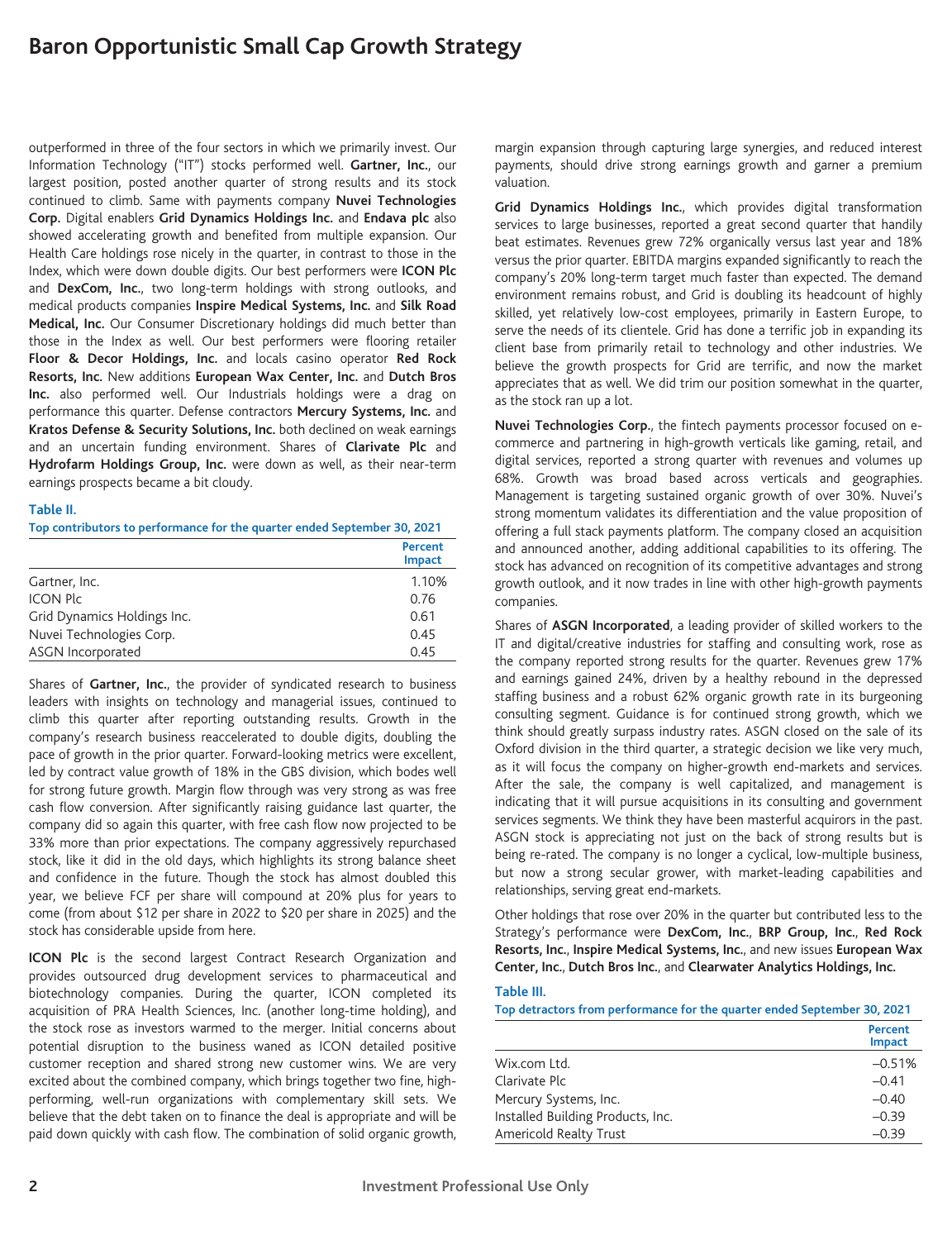outperformed in three of the four sectors in which we primarily invest. Our Information Technology ("IT") stocks performed well. **Gartner, Inc.**, our largest position, posted another quarter of strong results and its stock continued to climb. Same with payments company **Nuvei Technologies Corp.** Digital enablers **Grid Dynamics Holdings Inc.** and **Endava plc** also showed accelerating growth and benefited from multiple expansion. Our Health Care holdings rose nicely in the quarter, in contrast to those in the Index, which were down double digits. Our best performers were **ICON Plc** and **DexCom, Inc.**, two long-term holdings with strong outlooks, and medical products companies **Inspire Medical Systems, Inc.** and **Silk Road Medical, Inc.** Our Consumer Discretionary holdings did much better than those in the Index as well. Our best performers were flooring retailer **Floor & Decor Holdings, Inc.** and locals casino operator **Red Rock Resorts, Inc.** New additions **European Wax Center, Inc.** and **Dutch Bros Inc.** also performed well. Our Industrials holdings were a drag on performance this quarter. Defense contractors **Mercury Systems, Inc.** and **Kratos Defense & Security Solutions, Inc.** both declined on weak earnings and an uncertain funding environment. Shares of **Clarivate Plc** and **Hydrofarm Holdings Group, Inc.** were down as well, as their near-term earnings prospects became a bit cloudy.

**Table II.**

**Top contributors to performance for the quarter ended September 30, 2021**

| | Percent Impact |
|---|---|
| Gartner, Inc. | 1.10% |
| ICON Plc | 0.76 |
| Grid Dynamics Holdings Inc. | 0.61 |
| Nuvei Technologies Corp. | 0.45 |
| ASGN Incorporated | 0.45 |

Shares of **Gartner, Inc.**, the provider of syndicated research to business leaders with insights on technology and managerial issues, continued to climb this quarter after reporting outstanding results. Growth in the company's research business reaccelerated to double digits, doubling the pace of growth in the prior quarter. Forward-looking metrics were excellent, led by contract value growth of 18% in the GBS division, which bodes well for strong future growth. Margin flow through was very strong as was free cash flow conversion. After significantly raising guidance last quarter, the company did so again this quarter, with free cash flow now projected to be 33% more than prior expectations. The company aggressively repurchased stock, like it did in the old days, which highlights its strong balance sheet and confidence in the future. Though the stock has almost doubled this year, we believe FCF per share will compound at 20% plus for years to come (from about $12 per share in 2022 to $20 per share in 2025) and the stock has considerable upside from here.

**ICON Plc** is the second largest Contract Research Organization and provides outsourced drug development services to pharmaceutical and biotechnology companies. During the quarter, ICON completed its acquisition of PRA Health Sciences, Inc. (another long-time holding), and the stock rose as investors warmed to the merger. Initial concerns about potential disruption to the business waned as ICON detailed positive customer reception and shared strong new customer wins. We are very excited about the combined company, which brings together two fine, high-performing, well-run organizations with complementary skill sets. We believe that the debt taken on to finance the deal is appropriate and will be paid down quickly with cash flow. The combination of solid organic growth, margin expansion through capturing large synergies, and reduced interest payments, should drive strong earnings growth and garner a premium valuation.

**Grid Dynamics Holdings Inc.**, which provides digital transformation services to large businesses, reported a great second quarter that handily beat estimates. Revenues grew 72% organically versus last year and 18% versus the prior quarter. EBITDA margins expanded significantly to reach the company's 20% long-term target much faster than expected. The demand environment remains robust, and Grid is doubling its headcount of highly skilled, yet relatively low-cost employees, primarily in Eastern Europe, to serve the needs of its clientele. Grid has done a terrific job in expanding its client base from primarily retail to technology and other industries. We believe the growth prospects for Grid are terrific, and now the market appreciates that as well. We did trim our position somewhat in the quarter, as the stock ran up a lot.

**Nuvei Technologies Corp.**, the fintech payments processor focused on e-commerce and partnering in high-growth verticals like gaming, retail, and digital services, reported a strong quarter with revenues and volumes up 68%. Growth was broad based across verticals and geographies. Management is targeting sustained organic growth of over 30%. Nuvei's strong momentum validates its differentiation and the value proposition of offering a full stack payments platform. The company closed an acquisition and announced another, adding additional capabilities to its offering. The stock has advanced on recognition of its competitive advantages and strong growth outlook, and it now trades in line with other high-growth payments companies.

Shares of **ASGN Incorporated**, a leading provider of skilled workers to the IT and digital/creative industries for staffing and consulting work, rose as the company reported strong results for the quarter. Revenues grew 17% and earnings gained 24%, driven by a healthy rebound in the depressed staffing business and a robust 62% organic growth rate in its burgeoning consulting segment. Guidance is for continued strong growth, which we think should greatly surpass industry rates. ASGN closed on the sale of its Oxford division in the third quarter, a strategic decision we like very much, as it will focus the company on higher-growth end-markets and services. After the sale, the company is well capitalized, and management is indicating that it will pursue acquisitions in its consulting and government services segments. We think they have been masterful acquirors in the past. ASGN stock is appreciating not just on the back of strong results but is being re-rated. The company is no longer a cyclical, low-multiple business, but now a strong secular grower, with market-leading capabilities and relationships, serving great end-markets.

Other holdings that rose over 20% in the quarter but contributed less to the Strategy's performance were **DexCom, Inc.**, **BRP Group, Inc.**, **Red Rock Resorts, Inc.**, **Inspire Medical Systems, Inc.**, and new issues **European Wax Center, Inc.**, **Dutch Bros Inc.**, and **Clearwater Analytics Holdings, Inc.**

**Table III.**

**Top detractors from performance for the quarter ended September 30, 2021**

| | Percent Impact |
|---|---|
| Wix.com Ltd. | –0.51% |
| Clarivate Plc | –0.41 |
| Mercury Systems, Inc. | –0.40 |
| Installed Building Products, Inc. | –0.39 |
| Americold Realty Trust | –0.39 |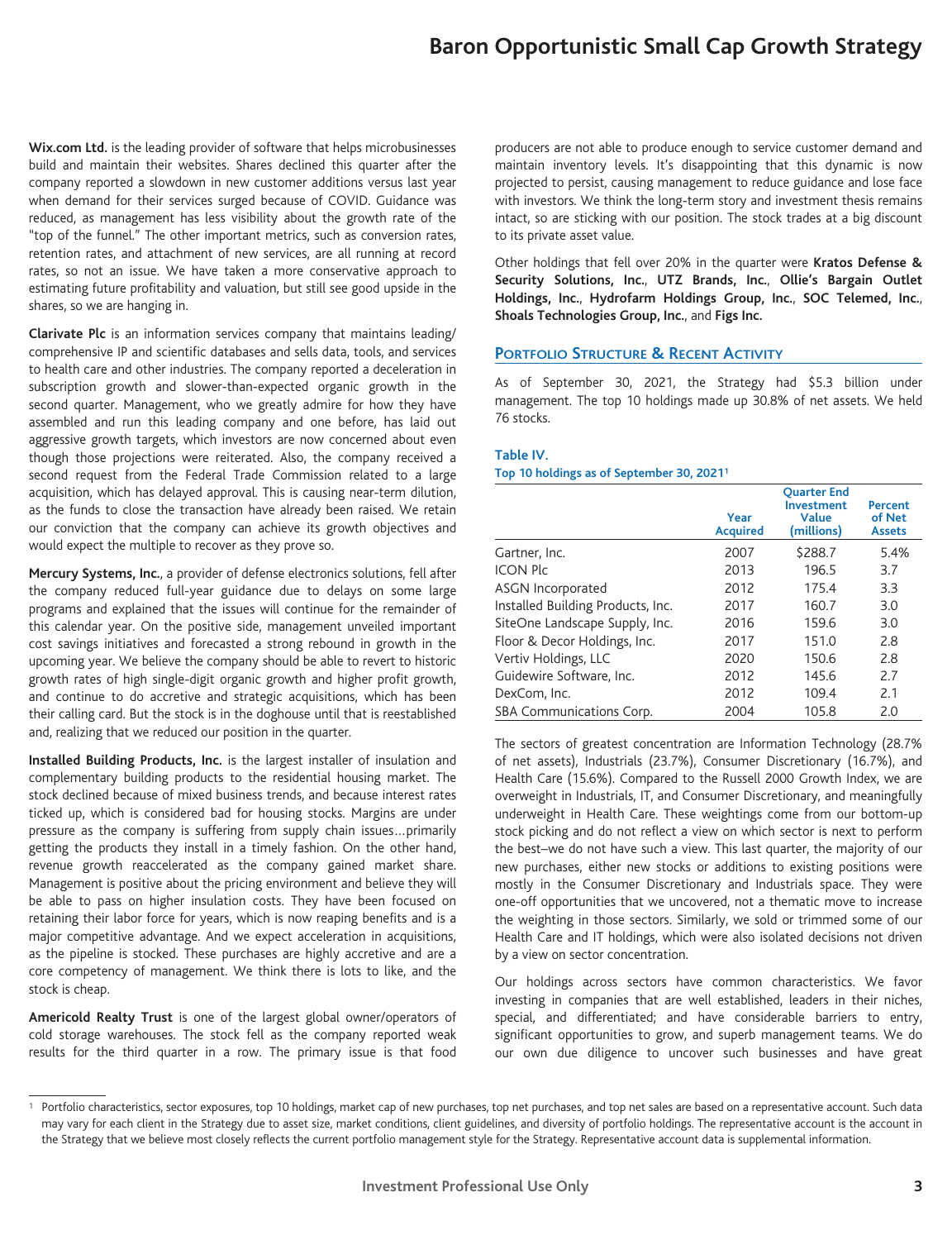**Wix.com Ltd.** is the leading provider of software that helps microbusinesses build and maintain their websites. Shares declined this quarter after the company reported a slowdown in new customer additions versus last year when demand for their services surged because of COVID. Guidance was reduced, as management has less visibility about the growth rate of the "top of the funnel." The other important metrics, such as conversion rates, retention rates, and attachment of new services, are all running at record rates, so not an issue. We have taken a more conservative approach to estimating future profitability and valuation, but still see good upside in the shares, so we are hanging in.

**Clarivate Plc** is an information services company that maintains leading/comprehensive IP and scientific databases and sells data, tools, and services to health care and other industries. The company reported a deceleration in subscription growth and slower-than-expected organic growth in the second quarter. Management, who we greatly admire for how they have assembled and run this leading company and one before, has laid out aggressive growth targets, which investors are now concerned about even though those projections were reiterated. Also, the company received a second request from the Federal Trade Commission related to a large acquisition, which has delayed approval. This is causing near-term dilution, as the funds to close the transaction have already been raised. We retain our conviction that the company can achieve its growth objectives and would expect the multiple to recover as they prove so.

**Mercury Systems, Inc.**, a provider of defense electronics solutions, fell after the company reduced full-year guidance due to delays on some large programs and explained that the issues will continue for the remainder of this calendar year. On the positive side, management unveiled important cost savings initiatives and forecasted a strong rebound in growth in the upcoming year. We believe the company should be able to revert to historic growth rates of high single-digit organic growth and higher profit growth, and continue to do accretive and strategic acquisitions, which has been their calling card. But the stock is in the doghouse until that is reestablished and, realizing that we reduced our position in the quarter.

**Installed Building Products, Inc.** is the largest installer of insulation and complementary building products to the residential housing market. The stock declined because of mixed business trends, and because interest rates ticked up, which is considered bad for housing stocks. Margins are under pressure as the company is suffering from supply chain issues…primarily getting the products they install in a timely fashion. On the other hand, revenue growth reaccelerated as the company gained market share. Management is positive about the pricing environment and believe they will be able to pass on higher insulation costs. They have been focused on retaining their labor force for years, which is now reaping benefits and is a major competitive advantage. And we expect acceleration in acquisitions, as the pipeline is stocked. These purchases are highly accretive and are a core competency of management. We think there is lots to like, and the stock is cheap.

**Americold Realty Trust** is one of the largest global owner/operators of cold storage warehouses. The stock fell as the company reported weak results for the third quarter in a row. The primary issue is that food producers are not able to produce enough to service customer demand and maintain inventory levels. It's disappointing that this dynamic is now projected to persist, causing management to reduce guidance and lose face with investors. We think the long-term story and investment thesis remains intact, so are sticking with our position. The stock trades at a big discount to its private asset value.

Other holdings that fell over 20% in the quarter were **Kratos Defense & Security Solutions, Inc.**, **UTZ Brands, Inc.**, **Ollie's Bargain Outlet Holdings, Inc.**, **Hydrofarm Holdings Group, Inc.**, **SOC Telemed, Inc.**, **Shoals Technologies Group, Inc.**, and **Figs Inc.**

## Portfolio Structure & Recent Activity

As of September 30, 2021, the Strategy had $5.3 billion under management. The top 10 holdings made up 30.8% of net assets. We held 76 stocks.

**Table IV.**
**Top 10 holdings as of September 30, 2021[1]**

| | Year Acquired | Quarter End Investment Value (millions) | Percent of Net Assets |
|---|---|---|---|
| Gartner, Inc. | 2007 | $288.7 | 5.4% |
| ICON Plc | 2013 | 196.5 | 3.7 |
| ASGN Incorporated | 2012 | 175.4 | 3.3 |
| Installed Building Products, Inc. | 2017 | 160.7 | 3.0 |
| SiteOne Landscape Supply, Inc. | 2016 | 159.6 | 3.0 |
| Floor & Decor Holdings, Inc. | 2017 | 151.0 | 2.8 |
| Vertiv Holdings, LLC | 2020 | 150.6 | 2.8 |
| Guidewire Software, Inc. | 2012 | 145.6 | 2.7 |
| DexCom, Inc. | 2012 | 109.4 | 2.1 |
| SBA Communications Corp. | 2004 | 105.8 | 2.0 |

The sectors of greatest concentration are Information Technology (28.7% of net assets), Industrials (23.7%), Consumer Discretionary (16.7%), and Health Care (15.6%). Compared to the Russell 2000 Growth Index, we are overweight in Industrials, IT, and Consumer Discretionary, and meaningfully underweight in Health Care. These weightings come from our bottom-up stock picking and do not reflect a view on which sector is next to perform the best–we do not have such a view. This last quarter, the majority of our new purchases, either new stocks or additions to existing positions were mostly in the Consumer Discretionary and Industrials space. They were one-off opportunities that we uncovered, not a thematic move to increase the weighting in those sectors. Similarly, we sold or trimmed some of our Health Care and IT holdings, which were also isolated decisions not driven by a view on sector concentration.

Our holdings across sectors have common characteristics. We favor investing in companies that are well established, leaders in their niches, special, and differentiated; and have considerable barriers to entry, significant opportunities to grow, and superb management teams. We do our own due diligence to uncover such businesses and have great

[1] Portfolio characteristics, sector exposures, top 10 holdings, market cap of new purchases, top net purchases, and top net sales are based on a representative account. Such data may vary for each client in the Strategy due to asset size, market conditions, client guidelines, and diversity of portfolio holdings. The representative account is the account in the Strategy that we believe most closely reflects the current portfolio management style for the Strategy. Representative account data is supplemental information.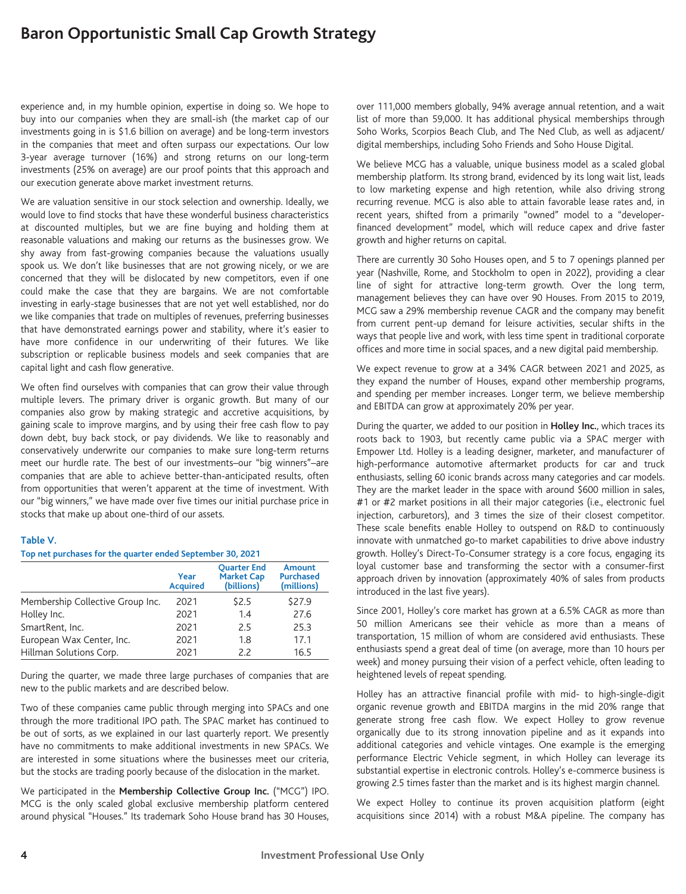experience and, in my humble opinion, expertise in doing so. We hope to buy into our companies when they are small-ish (the market cap of our investments going in is $1.6 billion on average) and be long-term investors in the companies that meet and often surpass our expectations. Our low 3-year average turnover (16%) and strong returns on our long-term investments (25% on average) are our proof points that this approach and our execution generate above market investment returns.

We are valuation sensitive in our stock selection and ownership. Ideally, we would love to find stocks that have these wonderful business characteristics at discounted multiples, but we are fine buying and holding them at reasonable valuations and making our returns as the businesses grow. We shy away from fast-growing companies because the valuations usually spook us. We don't like businesses that are not growing nicely, or we are concerned that they will be dislocated by new competitors, even if one could make the case that they are bargains. We are not comfortable investing in early-stage businesses that are not yet well established, nor do we like companies that trade on multiples of revenues, preferring businesses that have demonstrated earnings power and stability, where it's easier to have more confidence in our underwriting of their futures. We like subscription or replicable business models and seek companies that are capital light and cash flow generative.

We often find ourselves with companies that can grow their value through multiple levers. The primary driver is organic growth. But many of our companies also grow by making strategic and accretive acquisitions, by gaining scale to improve margins, and by using their free cash flow to pay down debt, buy back stock, or pay dividends. We like to reasonably and conservatively underwrite our companies to make sure long-term returns meet our hurdle rate. The best of our investments–our "big winners"–are companies that are able to achieve better-than-anticipated results, often from opportunities that weren't apparent at the time of investment. With our "big winners," we have made over five times our initial purchase price in stocks that make up about one-third of our assets.

**Table V.**

**Top net purchases for the quarter ended September 30, 2021**

| | Year Acquired | Quarter End Market Cap (billions) | Amount Purchased (millions) |
|---|---|---|---|
| Membership Collective Group Inc. | 2021 | $2.5 | $27.9 |
| Holley Inc. | 2021 | 1.4 | 27.6 |
| SmartRent, Inc. | 2021 | 2.5 | 25.3 |
| European Wax Center, Inc. | 2021 | 1.8 | 17.1 |
| Hillman Solutions Corp. | 2021 | 2.2 | 16.5 |

During the quarter, we made three large purchases of companies that are new to the public markets and are described below.

Two of these companies came public through merging into SPACs and one through the more traditional IPO path. The SPAC market has continued to be out of sorts, as we explained in our last quarterly report. We presently have no commitments to make additional investments in new SPACs. We are interested in some situations where the businesses meet our criteria, but the stocks are trading poorly because of the dislocation in the market.

We participated in the **Membership Collective Group Inc.** ("MCG") IPO. MCG is the only scaled global exclusive membership platform centered around physical "Houses." Its trademark Soho House brand has 30 Houses, over 111,000 members globally, 94% average annual retention, and a wait list of more than 59,000. It has additional physical memberships through Soho Works, Scorpios Beach Club, and The Ned Club, as well as adjacent/digital memberships, including Soho Friends and Soho House Digital.

We believe MCG has a valuable, unique business model as a scaled global membership platform. Its strong brand, evidenced by its long wait list, leads to low marketing expense and high retention, while also driving strong recurring revenue. MCG is also able to attain favorable lease rates and, in recent years, shifted from a primarily "owned" model to a "developer-financed development" model, which will reduce capex and drive faster growth and higher returns on capital.

There are currently 30 Soho Houses open, and 5 to 7 openings planned per year (Nashville, Rome, and Stockholm to open in 2022), providing a clear line of sight for attractive long-term growth. Over the long term, management believes they can have over 90 Houses. From 2015 to 2019, MCG saw a 29% membership revenue CAGR and the company may benefit from current pent-up demand for leisure activities, secular shifts in the ways that people live and work, with less time spent in traditional corporate offices and more time in social spaces, and a new digital paid membership.

We expect revenue to grow at a 34% CAGR between 2021 and 2025, as they expand the number of Houses, expand other membership programs, and spending per member increases. Longer term, we believe membership and EBITDA can grow at approximately 20% per year.

During the quarter, we added to our position in **Holley Inc.**, which traces its roots back to 1903, but recently came public via a SPAC merger with Empower Ltd. Holley is a leading designer, marketer, and manufacturer of high-performance automotive aftermarket products for car and truck enthusiasts, selling 60 iconic brands across many categories and car models. They are the market leader in the space with around $600 million in sales, #1 or #2 market positions in all their major categories (i.e., electronic fuel injection, carburetors), and 3 times the size of their closest competitor. These scale benefits enable Holley to outspend on R&D to continuously innovate with unmatched go-to market capabilities to drive above industry growth. Holley's Direct-To-Consumer strategy is a core focus, engaging its loyal customer base and transforming the sector with a consumer-first approach driven by innovation (approximately 40% of sales from products introduced in the last five years).

Since 2001, Holley's core market has grown at a 6.5% CAGR as more than 50 million Americans see their vehicle as more than a means of transportation, 15 million of whom are considered avid enthusiasts. These enthusiasts spend a great deal of time (on average, more than 10 hours per week) and money pursuing their vision of a perfect vehicle, often leading to heightened levels of repeat spending.

Holley has an attractive financial profile with mid- to high-single-digit organic revenue growth and EBITDA margins in the mid 20% range that generate strong free cash flow. We expect Holley to grow revenue organically due to its strong innovation pipeline and as it expands into additional categories and vehicle vintages. One example is the emerging performance Electric Vehicle segment, in which Holley can leverage its substantial expertise in electronic controls. Holley's e-commerce business is growing 2.5 times faster than the market and is its highest margin channel.

We expect Holley to continue its proven acquisition platform (eight acquisitions since 2014) with a robust M&A pipeline. The company has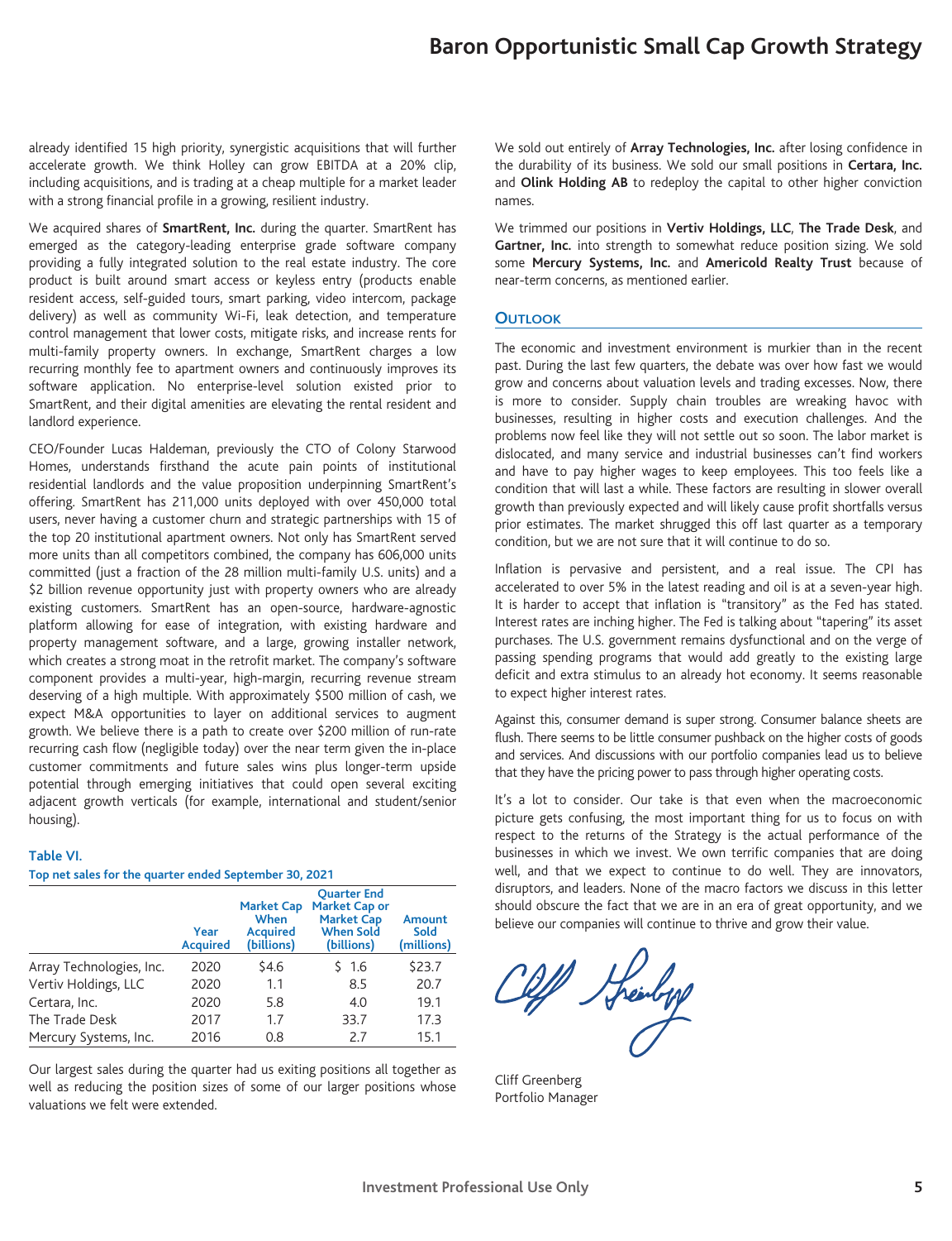already identified 15 high priority, synergistic acquisitions that will further accelerate growth. We think Holley can grow EBITDA at a 20% clip, including acquisitions, and is trading at a cheap multiple for a market leader with a strong financial profile in a growing, resilient industry.

We acquired shares of **SmartRent, Inc.** during the quarter. SmartRent has emerged as the category-leading enterprise grade software company providing a fully integrated solution to the real estate industry. The core product is built around smart access or keyless entry (products enable resident access, self-guided tours, smart parking, video intercom, package delivery) as well as community Wi-Fi, leak detection, and temperature control management that lower costs, mitigate risks, and increase rents for multi-family property owners. In exchange, SmartRent charges a low recurring monthly fee to apartment owners and continuously improves its software application. No enterprise-level solution existed prior to SmartRent, and their digital amenities are elevating the rental resident and landlord experience.

CEO/Founder Lucas Haldeman, previously the CTO of Colony Starwood Homes, understands firsthand the acute pain points of institutional residential landlords and the value proposition underpinning SmartRent's offering. SmartRent has 211,000 units deployed with over 450,000 total users, never having a customer churn and strategic partnerships with 15 of the top 20 institutional apartment owners. Not only has SmartRent served more units than all competitors combined, the company has 606,000 units committed (just a fraction of the 28 million multi-family U.S. units) and a $2 billion revenue opportunity just with property owners who are already existing customers. SmartRent has an open-source, hardware-agnostic platform allowing for ease of integration, with existing hardware and property management software, and a large, growing installer network, which creates a strong moat in the retrofit market. The company's software component provides a multi-year, high-margin, recurring revenue stream deserving of a high multiple. With approximately $500 million of cash, we expect M&A opportunities to layer on additional services to augment growth. We believe there is a path to create over $200 million of run-rate recurring cash flow (negligible today) over the near term given the in-place customer commitments and future sales wins plus longer-term upside potential through emerging initiatives that could open several exciting adjacent growth verticals (for example, international and student/senior housing).

**Table VI.**
**Top net sales for the quarter ended September 30, 2021**

| | Year Acquired | Market Cap When Acquired (billions) | Quarter End Market Cap or Market Cap When Sold (billions) | Amount Sold (millions) |
|---|---|---|---|---|
| Array Technologies, Inc. | 2020 | $4.6 | $ 1.6 | $23.7 |
| Vertiv Holdings, LLC | 2020 | 1.1 | 8.5 | 20.7 |
| Certara, Inc. | 2020 | 5.8 | 4.0 | 19.1 |
| The Trade Desk | 2017 | 1.7 | 33.7 | 17.3 |
| Mercury Systems, Inc. | 2016 | 0.8 | 2.7 | 15.1 |

Our largest sales during the quarter had us exiting positions all together as well as reducing the position sizes of some of our larger positions whose valuations we felt were extended.

We sold out entirely of **Array Technologies, Inc.** after losing confidence in the durability of its business. We sold our small positions in **Certara, Inc.** and **Olink Holding AB** to redeploy the capital to other higher conviction names.

We trimmed our positions in **Vertiv Holdings, LLC**, **The Trade Desk**, and **Gartner, Inc.** into strength to somewhat reduce position sizing. We sold some **Mercury Systems, Inc.** and **Americold Realty Trust** because of near-term concerns, as mentioned earlier.

## Outlook

The economic and investment environment is murkier than in the recent past. During the last few quarters, the debate was over how fast we would grow and concerns about valuation levels and trading excesses. Now, there is more to consider. Supply chain troubles are wreaking havoc with businesses, resulting in higher costs and execution challenges. And the problems now feel like they will not settle out so soon. The labor market is dislocated, and many service and industrial businesses can't find workers and have to pay higher wages to keep employees. This too feels like a condition that will last a while. These factors are resulting in slower overall growth than previously expected and will likely cause profit shortfalls versus prior estimates. The market shrugged this off last quarter as a temporary condition, but we are not sure that it will continue to do so.

Inflation is pervasive and persistent, and a real issue. The CPI has accelerated to over 5% in the latest reading and oil is at a seven-year high. It is harder to accept that inflation is "transitory" as the Fed has stated. Interest rates are inching higher. The Fed is talking about "tapering" its asset purchases. The U.S. government remains dysfunctional and on the verge of passing spending programs that would add greatly to the existing large deficit and extra stimulus to an already hot economy. It seems reasonable to expect higher interest rates.

Against this, consumer demand is super strong. Consumer balance sheets are flush. There seems to be little consumer pushback on the higher costs of goods and services. And discussions with our portfolio companies lead us to believe that they have the pricing power to pass through higher operating costs.

It's a lot to consider. Our take is that even when the macroeconomic picture gets confusing, the most important thing for us to focus on with respect to the returns of the Strategy is the actual performance of the businesses in which we invest. We own terrific companies that are doing well, and that we expect to continue to do well. They are innovators, disruptors, and leaders. None of the macro factors we discuss in this letter should obscure the fact that we are in an era of great opportunity, and we believe our companies will continue to thrive and grow their value.

Cliff Greenberg
Portfolio Manager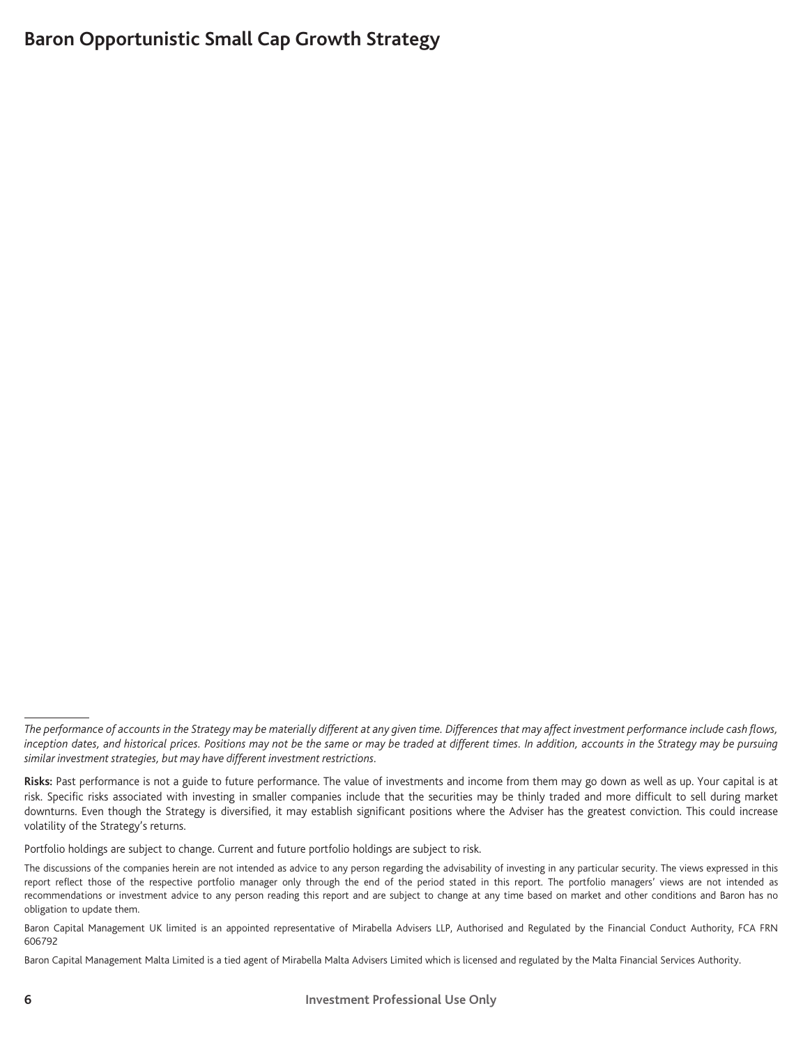# Baron Opportunistic Small Cap Growth Strategy

*The performance of accounts in the Strategy may be materially different at any given time. Differences that may affect investment performance include cash flows, inception dates, and historical prices. Positions may not be the same or may be traded at different times. In addition, accounts in the Strategy may be pursuing similar investment strategies, but may have different investment restrictions.*

**Risks:** Past performance is not a guide to future performance. The value of investments and income from them may go down as well as up. Your capital is at risk. Specific risks associated with investing in smaller companies include that the securities may be thinly traded and more difficult to sell during market downturns. Even though the Strategy is diversified, it may establish significant positions where the Adviser has the greatest conviction. This could increase volatility of the Strategy's returns.

Portfolio holdings are subject to change. Current and future portfolio holdings are subject to risk.

The discussions of the companies herein are not intended as advice to any person regarding the advisability of investing in any particular security. The views expressed in this report reflect those of the respective portfolio manager only through the end of the period stated in this report. The portfolio managers' views are not intended as recommendations or investment advice to any person reading this report and are subject to change at any time based on market and other conditions and Baron has no obligation to update them.

Baron Capital Management UK limited is an appointed representative of Mirabella Advisers LLP, Authorised and Regulated by the Financial Conduct Authority, FCA FRN 606792

Baron Capital Management Malta Limited is a tied agent of Mirabella Malta Advisers Limited which is licensed and regulated by the Malta Financial Services Authority.

Investment Professional Use Only